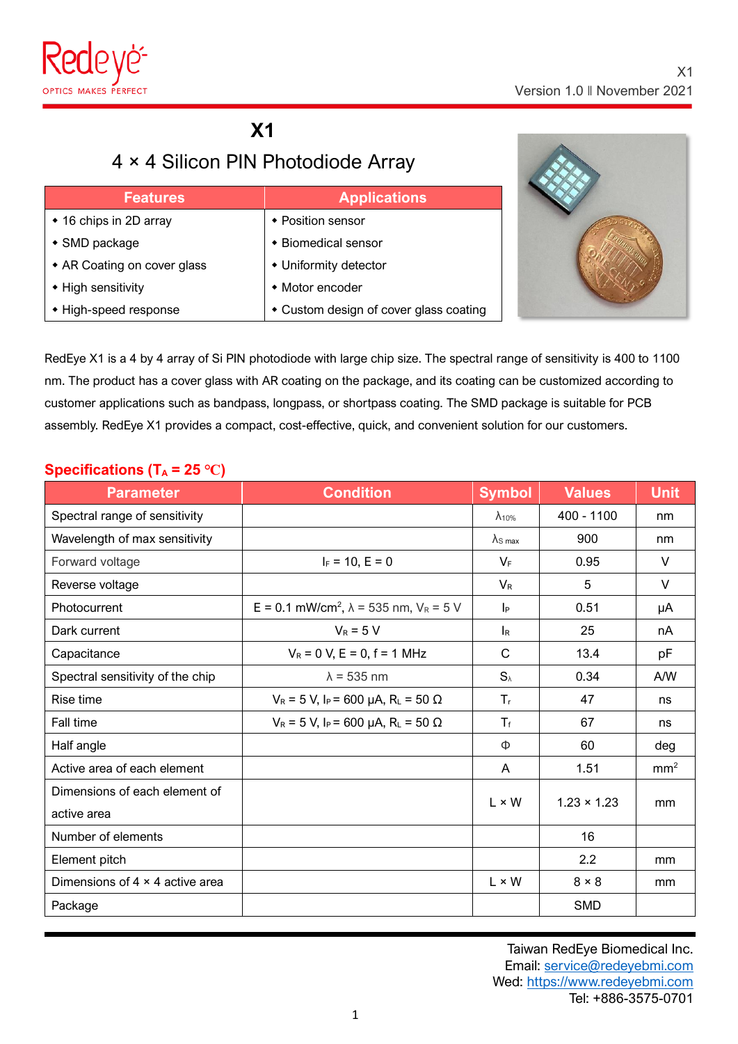# X1

## 4 × 4 Silicon PIN Photodiode Array

| Features | Applications |
|---|---|
| • 16 chips in 2D array | • Position sensor |
| • SMD package | • Biomedical sensor |
| • AR Coating on cover glass | • Uniformity detector |
| • High sensitivity | • Motor encoder |
| • High-speed response | • Custom design of cover glass coating |

RedEye X1 is a 4 by 4 array of Si PIN photodiode with large chip size. The spectral range of sensitivity is 400 to 1100 nm. The product has a cover glass with AR coating on the package, and its coating can be customized according to customer applications such as bandpass, longpass, or shortpass coating. The SMD package is suitable for PCB assembly. RedEye X1 provides a compact, cost-effective, quick, and convenient solution for our customers.

### Specifications ($T_A$ = 25 ℃)

| Parameter | Condition | Symbol | Values | Unit |
|---|---|---|---|---|
| Spectral range of sensitivity | | $\lambda_{10\%}$ | 400 - 1100 | nm |
| Wavelength of max sensitivity | | $\lambda_{S\,max}$ | 900 | nm |
| Forward voltage | $I_F$ = 10, E = 0 | $V_F$ | 0.95 | V |
| Reverse voltage | | $V_R$ | 5 | V |
| Photocurrent | E = 0.1 mW/cm$^2$, $\lambda$ = 535 nm, $V_R$ = 5 V | $I_P$ | 0.51 | μA |
| Dark current | $V_R$ = 5 V | $I_R$ | 25 | nA |
| Capacitance | $V_R$ = 0 V, E = 0, f = 1 MHz | C | 13.4 | pF |
| Spectral sensitivity of the chip | $\lambda$ = 535 nm | $S_\lambda$ | 0.34 | A/W |
| Rise time | $V_R$ = 5 V, $I_P$ = 600 μA, $R_L$ = 50 Ω | $T_r$ | 47 | ns |
| Fall time | $V_R$ = 5 V, $I_P$ = 600 μA, $R_L$ = 50 Ω | $T_f$ | 67 | ns |
| Half angle | | Φ | 60 | deg |
| Active area of each element | | A | 1.51 | mm$^2$ |
| Dimensions of each element of active area | | L × W | 1.23 × 1.23 | mm |
| Number of elements | | | 16 | |
| Element pitch | | | 2.2 | mm |
| Dimensions of 4 × 4 active area | | L × W | 8 × 8 | mm |
| Package | | | SMD | |

Taiwan RedEye Biomedical Inc.
Email: service@redeyebmi.com
Wed: https://www.redeyebmi.com
Tel: +886-3575-0701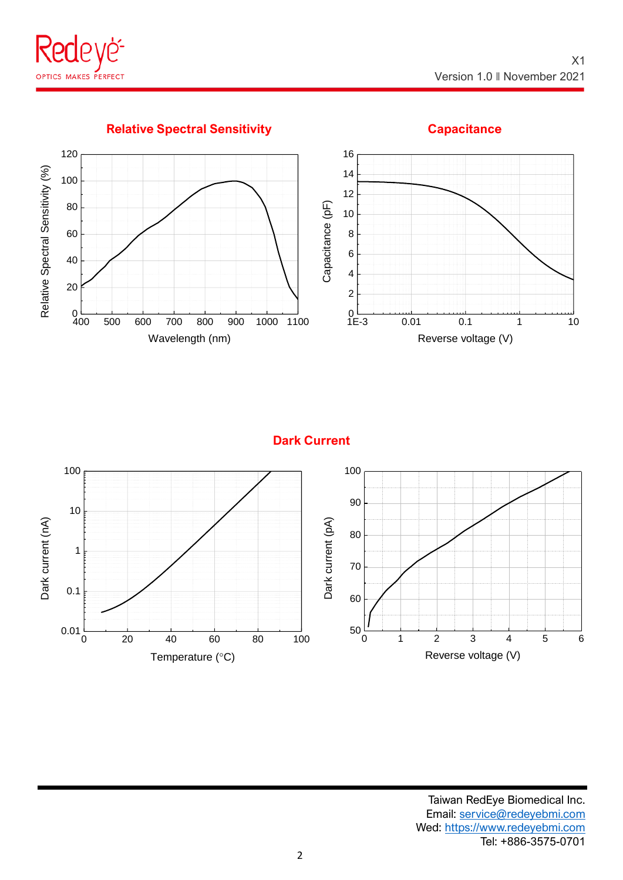## Relative Spectral Sensitivity

## Capacitance

## Dark Current

Taiwan RedEye Biomedical Inc.
Email: service@redeyebmi.com
Wed: https://www.redeyebmi.com
Tel: +886-3575-0701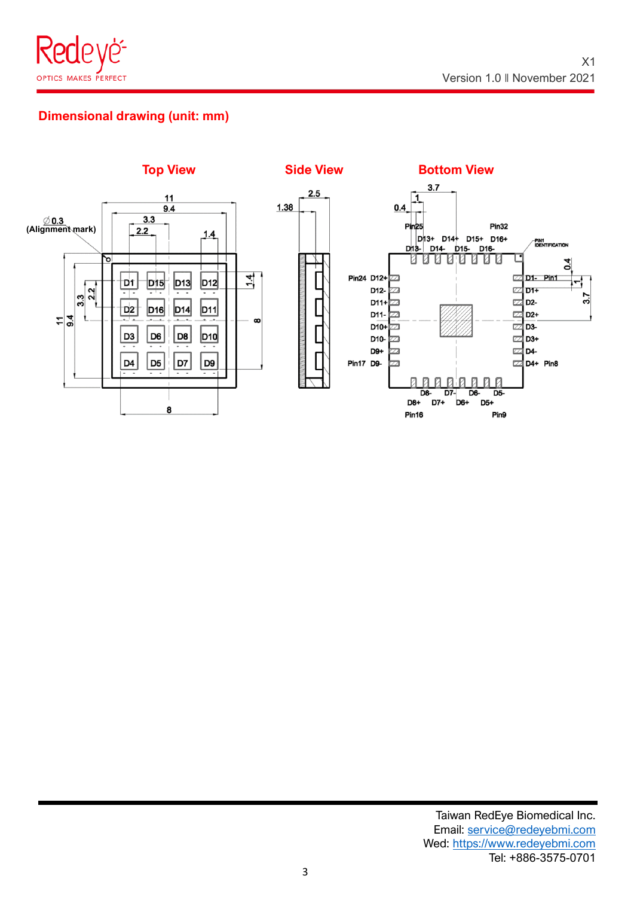## Dimensional drawing (unit: mm)

Top View

Side View

Bottom View

∅0.3
(Alignment mark)

11
9.4
3.3
2.2
1.4
1.4
8
8

D1 D15 D13 D12
D2 D16 D14 D11
D3 D6 D8 D10
D4 D5 D7 D9

2.5
1.38

3.7
1
0.4
0.4
1
3.7

Pin25 Pin32
D13+ D14+ D15+ D16+
D13- D14- D15- D16-
PIN1 IDENTIFICATION

Pin24 D12+ D1- Pin1
D12- D1+
D11+ D2-
D11- D2+
D10+ D3-
D10- D3+
D9+ D4-
Pin17 D9- D4+ Pin8

D8- D7- D6- D5-
D8+ D7+ D6+ D5+
Pin16 Pin9

Taiwan RedEye Biomedical Inc.
Email: service@redeyebmi.com
Wed: https://www.redeyebmi.com
Tel: +886-3575-0701